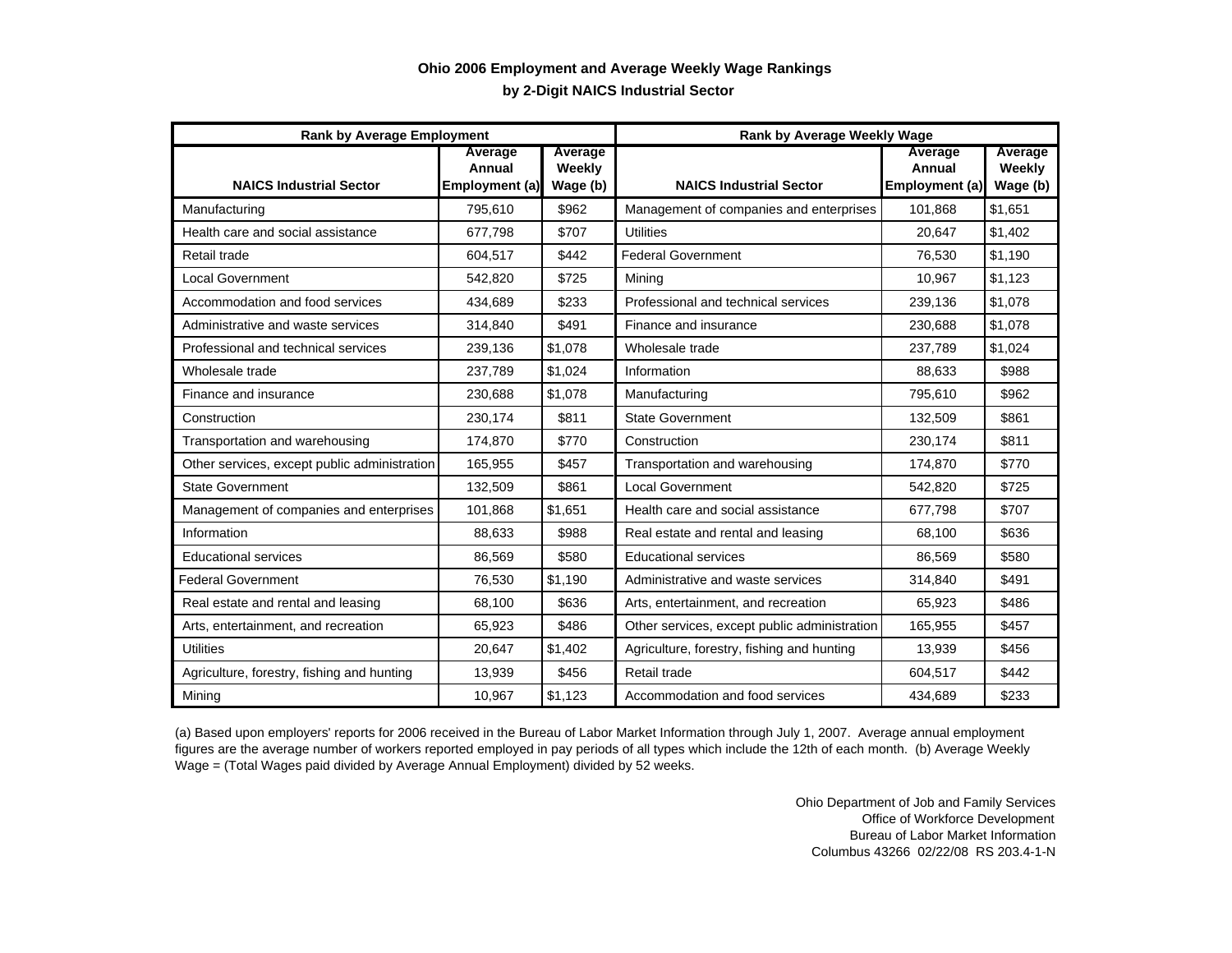## Ohio 2006 Employment and Average Weekly Wage Rankings

## by 2-Digit NAICS Industrial Sector

| Rank by Average Employment | | | Rank by Average Weekly Wage | | |
|---|---|---|---|---|---|
| NAICS Industrial Sector | Average Annual Employment (a) | Average Weekly Wage (b) | NAICS Industrial Sector | Average Annual Employment (a) | Average Weekly Wage (b) |
| Manufacturing | 795,610 | $962 | Management of companies and enterprises | 101,868 | $1,651 |
| Health care and social assistance | 677,798 | $707 | Utilities | 20,647 | $1,402 |
| Retail trade | 604,517 | $442 | Federal Government | 76,530 | $1,190 |
| Local Government | 542,820 | $725 | Mining | 10,967 | $1,123 |
| Accommodation and food services | 434,689 | $233 | Professional and technical services | 239,136 | $1,078 |
| Administrative and waste services | 314,840 | $491 | Finance and insurance | 230,688 | $1,078 |
| Professional and technical services | 239,136 | $1,078 | Wholesale trade | 237,789 | $1,024 |
| Wholesale trade | 237,789 | $1,024 | Information | 88,633 | $988 |
| Finance and insurance | 230,688 | $1,078 | Manufacturing | 795,610 | $962 |
| Construction | 230,174 | $811 | State Government | 132,509 | $861 |
| Transportation and warehousing | 174,870 | $770 | Construction | 230,174 | $811 |
| Other services, except public administration | 165,955 | $457 | Transportation and warehousing | 174,870 | $770 |
| State Government | 132,509 | $861 | Local Government | 542,820 | $725 |
| Management of companies and enterprises | 101,868 | $1,651 | Health care and social assistance | 677,798 | $707 |
| Information | 88,633 | $988 | Real estate and rental and leasing | 68,100 | $636 |
| Educational services | 86,569 | $580 | Educational services | 86,569 | $580 |
| Federal Government | 76,530 | $1,190 | Administrative and waste services | 314,840 | $491 |
| Real estate and rental and leasing | 68,100 | $636 | Arts, entertainment, and recreation | 65,923 | $486 |
| Arts, entertainment, and recreation | 65,923 | $486 | Other services, except public administration | 165,955 | $457 |
| Utilities | 20,647 | $1,402 | Agriculture, forestry, fishing and hunting | 13,939 | $456 |
| Agriculture, forestry, fishing and hunting | 13,939 | $456 | Retail trade | 604,517 | $442 |
| Mining | 10,967 | $1,123 | Accommodation and food services | 434,689 | $233 |

(a) Based upon employers' reports for 2006 received in the Bureau of Labor Market Information through July 1, 2007. Average annual employment figures are the average number of workers reported employed in pay periods of all types which include the 12th of each month. (b) Average Weekly Wage = (Total Wages paid divided by Average Annual Employment) divided by 52 weeks.

Ohio Department of Job and Family Services
Office of Workforce Development
Bureau of Labor Market Information
Columbus 43266 02/22/08 RS 203.4-1-N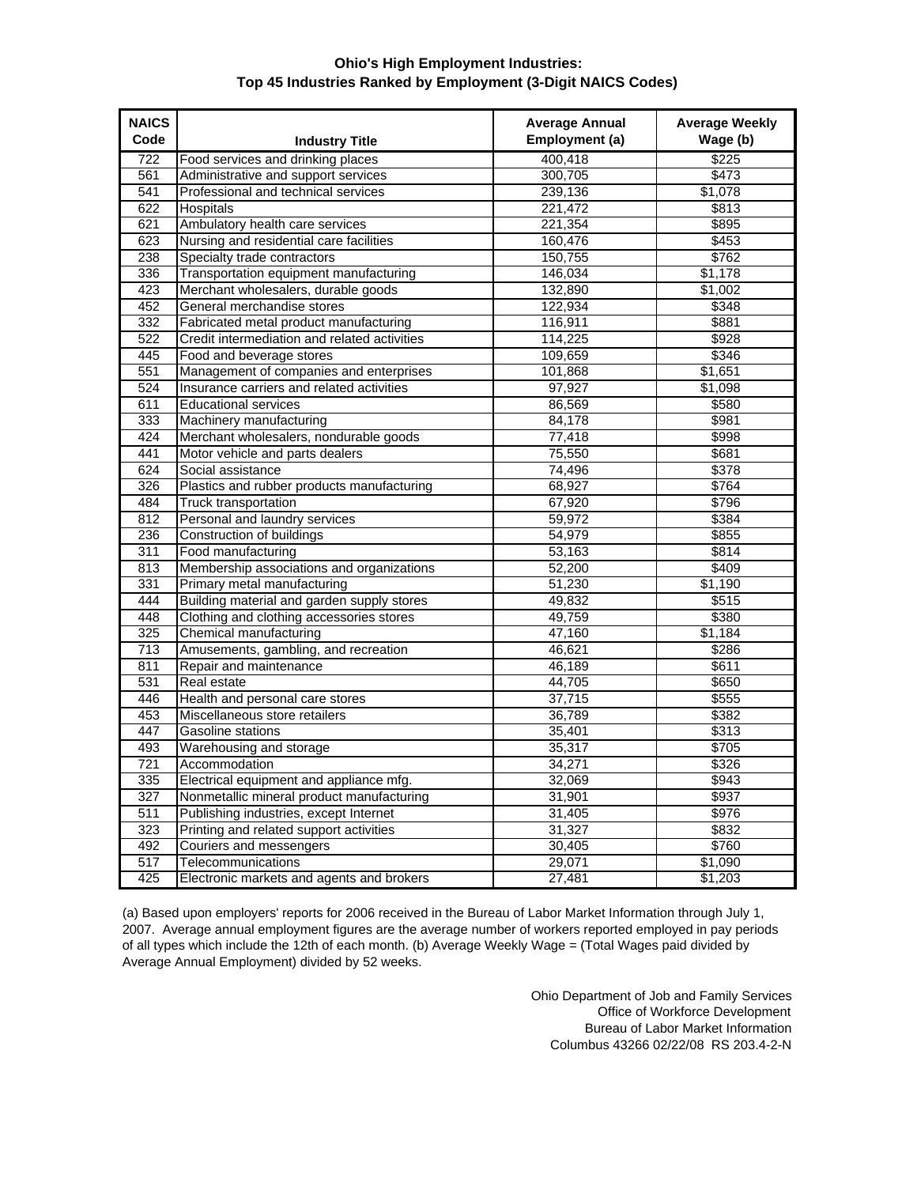# Ohio's High Employment Industries:
## Top 45 Industries Ranked by Employment (3-Digit NAICS Codes)

| NAICS Code | Industry Title | Average Annual Employment (a) | Average Weekly Wage (b) |
|---|---|---|---|
| 722 | Food services and drinking places | 400,418 | $225 |
| 561 | Administrative and support services | 300,705 | $473 |
| 541 | Professional and technical services | 239,136 | $1,078 |
| 622 | Hospitals | 221,472 | $813 |
| 621 | Ambulatory health care services | 221,354 | $895 |
| 623 | Nursing and residential care facilities | 160,476 | $453 |
| 238 | Specialty trade contractors | 150,755 | $762 |
| 336 | Transportation equipment manufacturing | 146,034 | $1,178 |
| 423 | Merchant wholesalers, durable goods | 132,890 | $1,002 |
| 452 | General merchandise stores | 122,934 | $348 |
| 332 | Fabricated metal product manufacturing | 116,911 | $881 |
| 522 | Credit intermediation and related activities | 114,225 | $928 |
| 445 | Food and beverage stores | 109,659 | $346 |
| 551 | Management of companies and enterprises | 101,868 | $1,651 |
| 524 | Insurance carriers and related activities | 97,927 | $1,098 |
| 611 | Educational services | 86,569 | $580 |
| 333 | Machinery manufacturing | 84,178 | $981 |
| 424 | Merchant wholesalers, nondurable goods | 77,418 | $998 |
| 441 | Motor vehicle and parts dealers | 75,550 | $681 |
| 624 | Social assistance | 74,496 | $378 |
| 326 | Plastics and rubber products manufacturing | 68,927 | $764 |
| 484 | Truck transportation | 67,920 | $796 |
| 812 | Personal and laundry services | 59,972 | $384 |
| 236 | Construction of buildings | 54,979 | $855 |
| 311 | Food manufacturing | 53,163 | $814 |
| 813 | Membership associations and organizations | 52,200 | $409 |
| 331 | Primary metal manufacturing | 51,230 | $1,190 |
| 444 | Building material and garden supply stores | 49,832 | $515 |
| 448 | Clothing and clothing accessories stores | 49,759 | $380 |
| 325 | Chemical manufacturing | 47,160 | $1,184 |
| 713 | Amusements, gambling, and recreation | 46,621 | $286 |
| 811 | Repair and maintenance | 46,189 | $611 |
| 531 | Real estate | 44,705 | $650 |
| 446 | Health and personal care stores | 37,715 | $555 |
| 453 | Miscellaneous store retailers | 36,789 | $382 |
| 447 | Gasoline stations | 35,401 | $313 |
| 493 | Warehousing and storage | 35,317 | $705 |
| 721 | Accommodation | 34,271 | $326 |
| 335 | Electrical equipment and appliance mfg. | 32,069 | $943 |
| 327 | Nonmetallic mineral product manufacturing | 31,901 | $937 |
| 511 | Publishing industries, except Internet | 31,405 | $976 |
| 323 | Printing and related support activities | 31,327 | $832 |
| 492 | Couriers and messengers | 30,405 | $760 |
| 517 | Telecommunications | 29,071 | $1,090 |
| 425 | Electronic markets and agents and brokers | 27,481 | $1,203 |

(a) Based upon employers' reports for 2006 received in the Bureau of Labor Market Information through July 1, 2007. Average annual employment figures are the average number of workers reported employed in pay periods of all types which include the 12th of each month. (b) Average Weekly Wage = (Total Wages paid divided by Average Annual Employment) divided by 52 weeks.

Ohio Department of Job and Family Services
Office of Workforce Development
Bureau of Labor Market Information
Columbus 43266 02/22/08 RS 203.4-2-N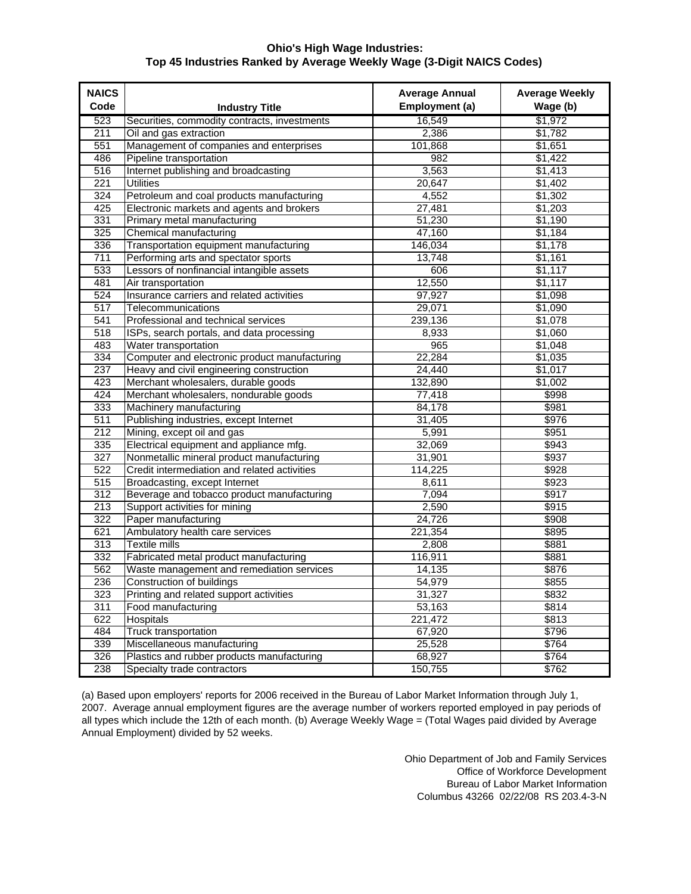**Ohio's High Wage Industries:**
**Top 45 Industries Ranked by Average Weekly Wage (3-Digit NAICS Codes)**

| NAICS Code | Industry Title | Average Annual Employment (a) | Average Weekly Wage (b) |
|---|---|---|---|
| 523 | Securities, commodity contracts, investments | 16,549 | $1,972 |
| 211 | Oil and gas extraction | 2,386 | $1,782 |
| 551 | Management of companies and enterprises | 101,868 | $1,651 |
| 486 | Pipeline transportation | 982 | $1,422 |
| 516 | Internet publishing and broadcasting | 3,563 | $1,413 |
| 221 | Utilities | 20,647 | $1,402 |
| 324 | Petroleum and coal products manufacturing | 4,552 | $1,302 |
| 425 | Electronic markets and agents and brokers | 27,481 | $1,203 |
| 331 | Primary metal manufacturing | 51,230 | $1,190 |
| 325 | Chemical manufacturing | 47,160 | $1,184 |
| 336 | Transportation equipment manufacturing | 146,034 | $1,178 |
| 711 | Performing arts and spectator sports | 13,748 | $1,161 |
| 533 | Lessors of nonfinancial intangible assets | 606 | $1,117 |
| 481 | Air transportation | 12,550 | $1,117 |
| 524 | Insurance carriers and related activities | 97,927 | $1,098 |
| 517 | Telecommunications | 29,071 | $1,090 |
| 541 | Professional and technical services | 239,136 | $1,078 |
| 518 | ISPs, search portals, and data processing | 8,933 | $1,060 |
| 483 | Water transportation | 965 | $1,048 |
| 334 | Computer and electronic product manufacturing | 22,284 | $1,035 |
| 237 | Heavy and civil engineering construction | 24,440 | $1,017 |
| 423 | Merchant wholesalers, durable goods | 132,890 | $1,002 |
| 424 | Merchant wholesalers, nondurable goods | 77,418 | $998 |
| 333 | Machinery manufacturing | 84,178 | $981 |
| 511 | Publishing industries, except Internet | 31,405 | $976 |
| 212 | Mining, except oil and gas | 5,991 | $951 |
| 335 | Electrical equipment and appliance mfg. | 32,069 | $943 |
| 327 | Nonmetallic mineral product manufacturing | 31,901 | $937 |
| 522 | Credit intermediation and related activities | 114,225 | $928 |
| 515 | Broadcasting, except Internet | 8,611 | $923 |
| 312 | Beverage and tobacco product manufacturing | 7,094 | $917 |
| 213 | Support activities for mining | 2,590 | $915 |
| 322 | Paper manufacturing | 24,726 | $908 |
| 621 | Ambulatory health care services | 221,354 | $895 |
| 313 | Textile mills | 2,808 | $881 |
| 332 | Fabricated metal product manufacturing | 116,911 | $881 |
| 562 | Waste management and remediation services | 14,135 | $876 |
| 236 | Construction of buildings | 54,979 | $855 |
| 323 | Printing and related support activities | 31,327 | $832 |
| 311 | Food manufacturing | 53,163 | $814 |
| 622 | Hospitals | 221,472 | $813 |
| 484 | Truck transportation | 67,920 | $796 |
| 339 | Miscellaneous manufacturing | 25,528 | $764 |
| 326 | Plastics and rubber products manufacturing | 68,927 | $764 |
| 238 | Specialty trade contractors | 150,755 | $762 |

(a) Based upon employers' reports for 2006 received in the Bureau of Labor Market Information through July 1, 2007. Average annual employment figures are the average number of workers reported employed in pay periods of all types which include the 12th of each month. (b) Average Weekly Wage = (Total Wages paid divided by Average Annual Employment) divided by 52 weeks.

Ohio Department of Job and Family Services
Office of Workforce Development
Bureau of Labor Market Information
Columbus 43266 02/22/08 RS 203.4-3-N